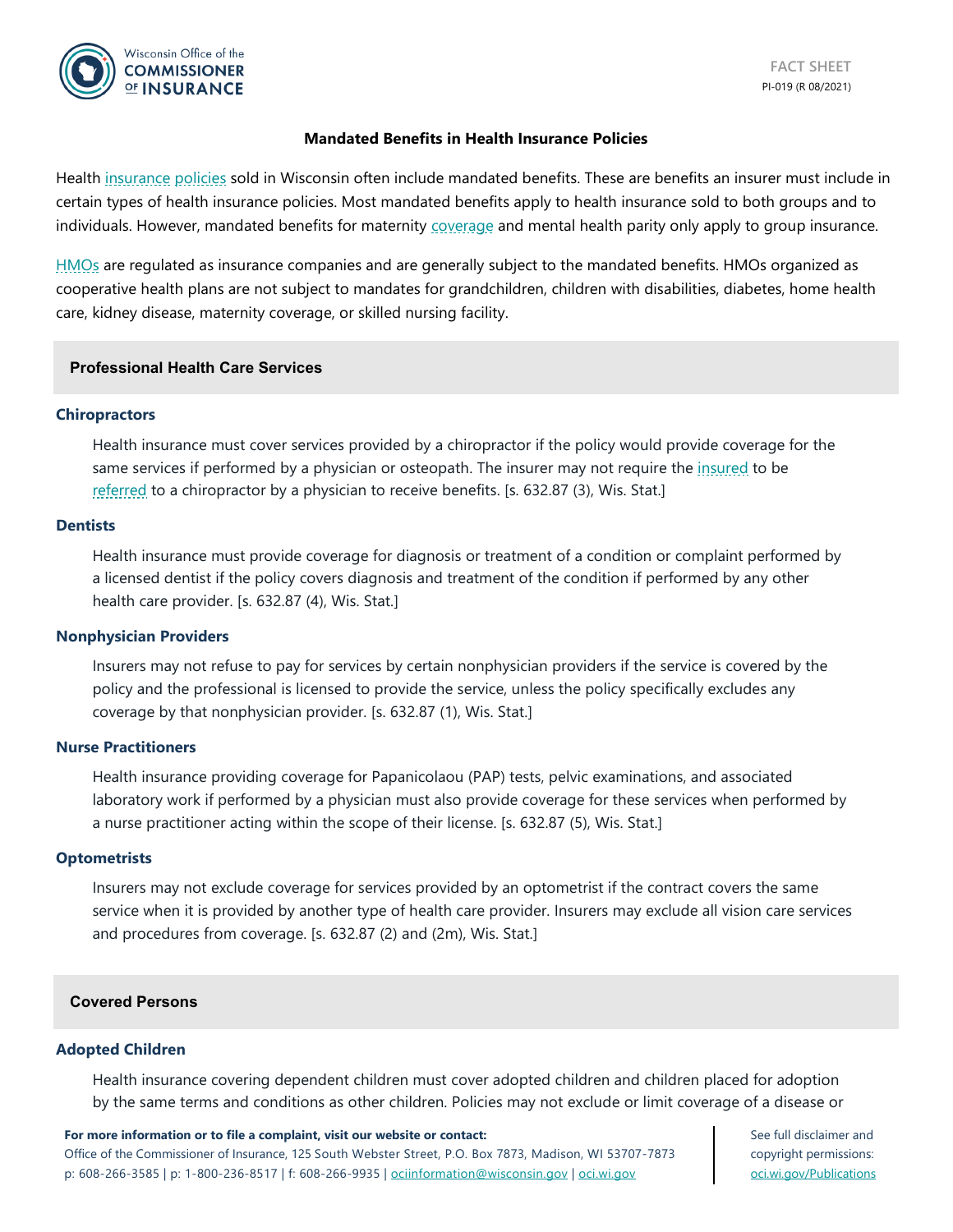FACT SHEET

PI-019 (R 08/2021)

# Mandated Benefits in Health Insurance Policies

Health insurance policies sold in Wisconsin often include mandated benefits. These are benefits an insurer must include in certain types of health insurance policies. Most mandated benefits apply to health insurance sold to both groups and to individuals. However, mandated benefits for maternity coverage and mental health parity only apply to group insurance.

HMOs are regulated as insurance companies and are generally subject to the mandated benefits. HMOs organized as cooperative health plans are not subject to mandates for grandchildren, children with disabilities, diabetes, home health care, kidney disease, maternity coverage, or skilled nursing facility.

## Professional Health Care Services

### Chiropractors

Health insurance must cover services provided by a chiropractor if the policy would provide coverage for the same services if performed by a physician or osteopath. The insurer may not require the insured to be referred to a chiropractor by a physician to receive benefits. [s. 632.87 (3), Wis. Stat.]

### Dentists

Health insurance must provide coverage for diagnosis or treatment of a condition or complaint performed by a licensed dentist if the policy covers diagnosis and treatment of the condition if performed by any other health care provider. [s. 632.87 (4), Wis. Stat.]

### Nonphysician Providers

Insurers may not refuse to pay for services by certain nonphysician providers if the service is covered by the policy and the professional is licensed to provide the service, unless the policy specifically excludes any coverage by that nonphysician provider. [s. 632.87 (1), Wis. Stat.]

### Nurse Practitioners

Health insurance providing coverage for Papanicolaou (PAP) tests, pelvic examinations, and associated laboratory work if performed by a physician must also provide coverage for these services when performed by a nurse practitioner acting within the scope of their license. [s. 632.87 (5), Wis. Stat.]

### Optometrists

Insurers may not exclude coverage for services provided by an optometrist if the contract covers the same service when it is provided by another type of health care provider. Insurers may exclude all vision care services and procedures from coverage. [s. 632.87 (2) and (2m), Wis. Stat.]

## Covered Persons

### Adopted Children

Health insurance covering dependent children must cover adopted children and children placed for adoption by the same terms and conditions as other children. Policies may not exclude or limit coverage of a disease or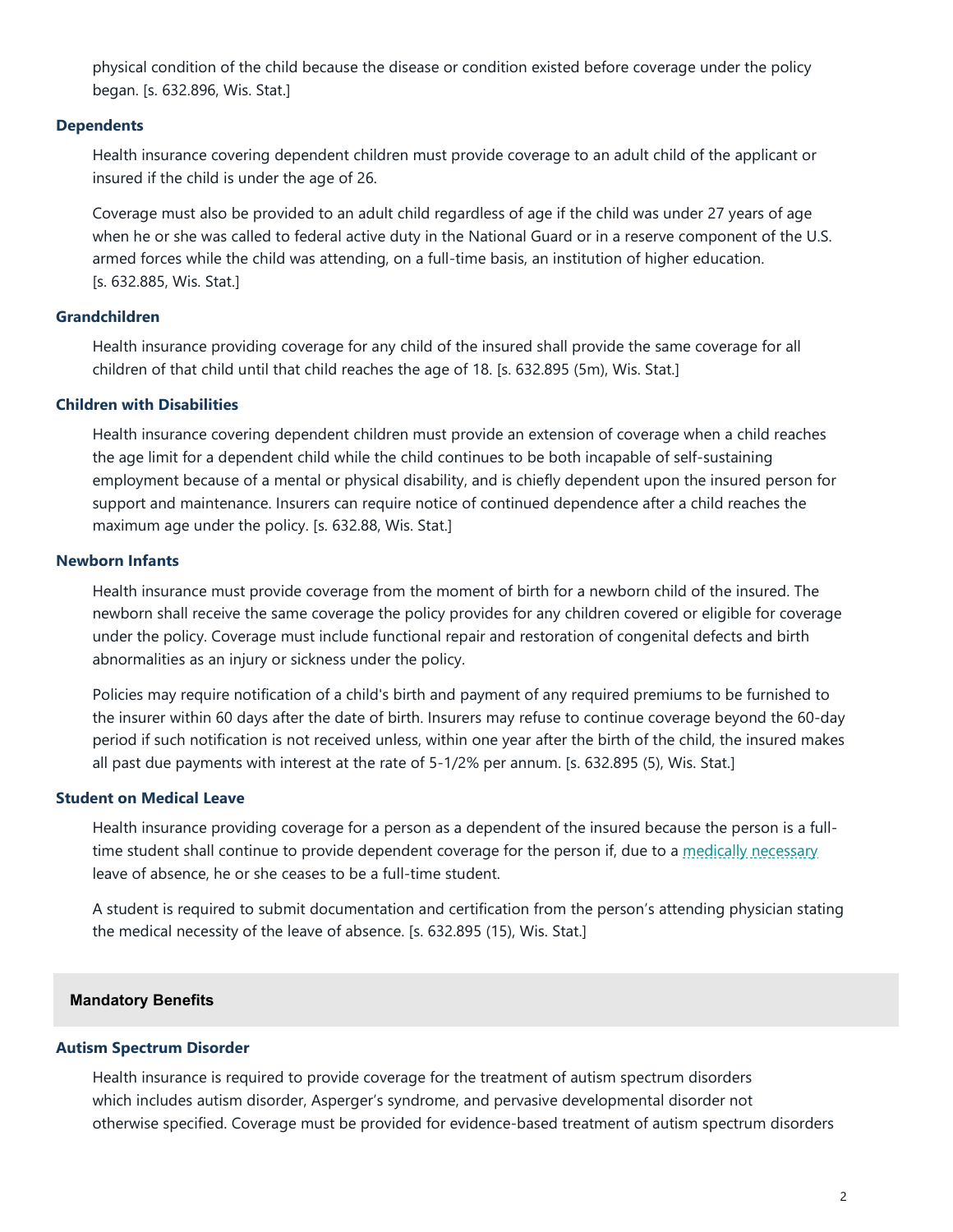physical condition of the child because the disease or condition existed before coverage under the policy began. [s. 632.896, Wis. Stat.]

### Dependents

Health insurance covering dependent children must provide coverage to an adult child of the applicant or insured if the child is under the age of 26.

Coverage must also be provided to an adult child regardless of age if the child was under 27 years of age when he or she was called to federal active duty in the National Guard or in a reserve component of the U.S. armed forces while the child was attending, on a full-time basis, an institution of higher education. [s. 632.885, Wis. Stat.]

### Grandchildren

Health insurance providing coverage for any child of the insured shall provide the same coverage for all children of that child until that child reaches the age of 18. [s. 632.895 (5m), Wis. Stat.]

### Children with Disabilities

Health insurance covering dependent children must provide an extension of coverage when a child reaches the age limit for a dependent child while the child continues to be both incapable of self-sustaining employment because of a mental or physical disability, and is chiefly dependent upon the insured person for support and maintenance. Insurers can require notice of continued dependence after a child reaches the maximum age under the policy. [s. 632.88, Wis. Stat.]

### Newborn Infants

Health insurance must provide coverage from the moment of birth for a newborn child of the insured. The newborn shall receive the same coverage the policy provides for any children covered or eligible for coverage under the policy. Coverage must include functional repair and restoration of congenital defects and birth abnormalities as an injury or sickness under the policy.

Policies may require notification of a child's birth and payment of any required premiums to be furnished to the insurer within 60 days after the date of birth. Insurers may refuse to continue coverage beyond the 60-day period if such notification is not received unless, within one year after the birth of the child, the insured makes all past due payments with interest at the rate of 5-1/2% per annum. [s. 632.895 (5), Wis. Stat.]

### Student on Medical Leave

Health insurance providing coverage for a person as a dependent of the insured because the person is a full-time student shall continue to provide dependent coverage for the person if, due to a medically necessary leave of absence, he or she ceases to be a full-time student.

A student is required to submit documentation and certification from the person's attending physician stating the medical necessity of the leave of absence. [s. 632.895 (15), Wis. Stat.]

## Mandatory Benefits

### Autism Spectrum Disorder

Health insurance is required to provide coverage for the treatment of autism spectrum disorders which includes autism disorder, Asperger's syndrome, and pervasive developmental disorder not otherwise specified. Coverage must be provided for evidence-based treatment of autism spectrum disorders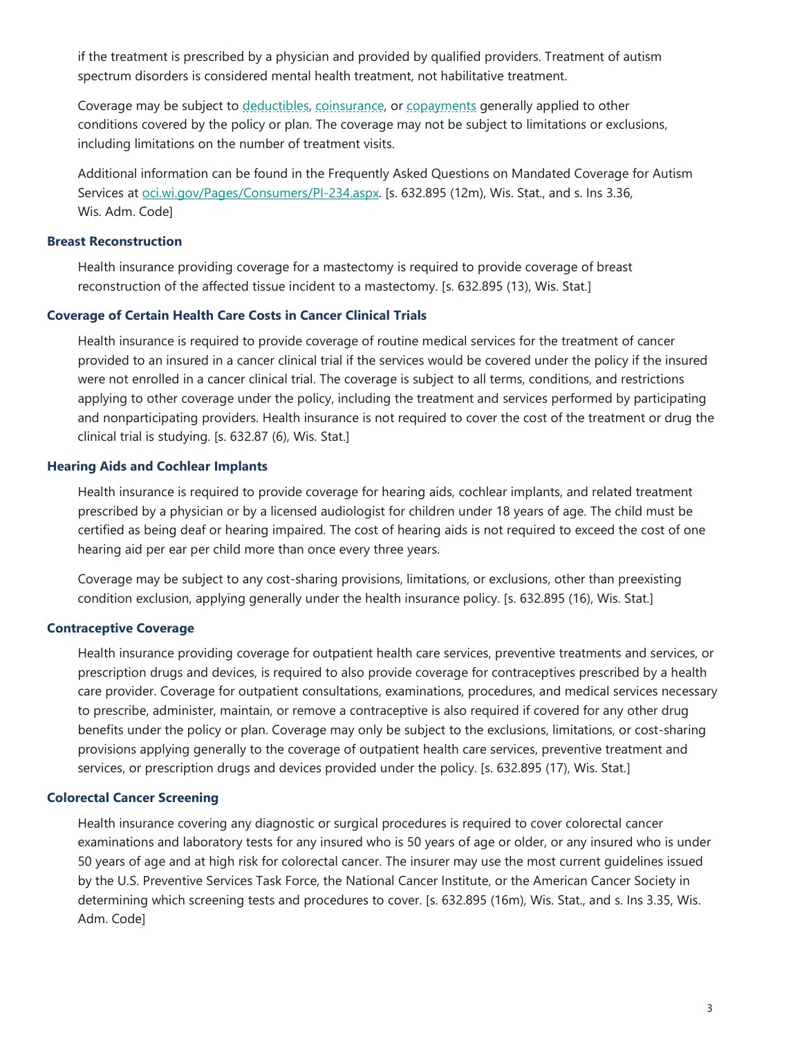if the treatment is prescribed by a physician and provided by qualified providers. Treatment of autism spectrum disorders is considered mental health treatment, not habilitative treatment.

Coverage may be subject to deductibles, coinsurance, or copayments generally applied to other conditions covered by the policy or plan. The coverage may not be subject to limitations or exclusions, including limitations on the number of treatment visits.

Additional information can be found in the Frequently Asked Questions on Mandated Coverage for Autism Services at oci.wi.gov/Pages/Consumers/PI-234.aspx. [s. 632.895 (12m), Wis. Stat., and s. Ins 3.36, Wis. Adm. Code]

### Breast Reconstruction

Health insurance providing coverage for a mastectomy is required to provide coverage of breast reconstruction of the affected tissue incident to a mastectomy. [s. 632.895 (13), Wis. Stat.]

### Coverage of Certain Health Care Costs in Cancer Clinical Trials

Health insurance is required to provide coverage of routine medical services for the treatment of cancer provided to an insured in a cancer clinical trial if the services would be covered under the policy if the insured were not enrolled in a cancer clinical trial. The coverage is subject to all terms, conditions, and restrictions applying to other coverage under the policy, including the treatment and services performed by participating and nonparticipating providers. Health insurance is not required to cover the cost of the treatment or drug the clinical trial is studying. [s. 632.87 (6), Wis. Stat.]

### Hearing Aids and Cochlear Implants

Health insurance is required to provide coverage for hearing aids, cochlear implants, and related treatment prescribed by a physician or by a licensed audiologist for children under 18 years of age. The child must be certified as being deaf or hearing impaired. The cost of hearing aids is not required to exceed the cost of one hearing aid per ear per child more than once every three years.

Coverage may be subject to any cost-sharing provisions, limitations, or exclusions, other than preexisting condition exclusion, applying generally under the health insurance policy. [s. 632.895 (16), Wis. Stat.]

### Contraceptive Coverage

Health insurance providing coverage for outpatient health care services, preventive treatments and services, or prescription drugs and devices, is required to also provide coverage for contraceptives prescribed by a health care provider. Coverage for outpatient consultations, examinations, procedures, and medical services necessary to prescribe, administer, maintain, or remove a contraceptive is also required if covered for any other drug benefits under the policy or plan. Coverage may only be subject to the exclusions, limitations, or cost-sharing provisions applying generally to the coverage of outpatient health care services, preventive treatment and services, or prescription drugs and devices provided under the policy. [s. 632.895 (17), Wis. Stat.]

### Colorectal Cancer Screening

Health insurance covering any diagnostic or surgical procedures is required to cover colorectal cancer examinations and laboratory tests for any insured who is 50 years of age or older, or any insured who is under 50 years of age and at high risk for colorectal cancer. The insurer may use the most current guidelines issued by the U.S. Preventive Services Task Force, the National Cancer Institute, or the American Cancer Society in determining which screening tests and procedures to cover. [s. 632.895 (16m), Wis. Stat., and s. Ins 3.35, Wis. Adm. Code]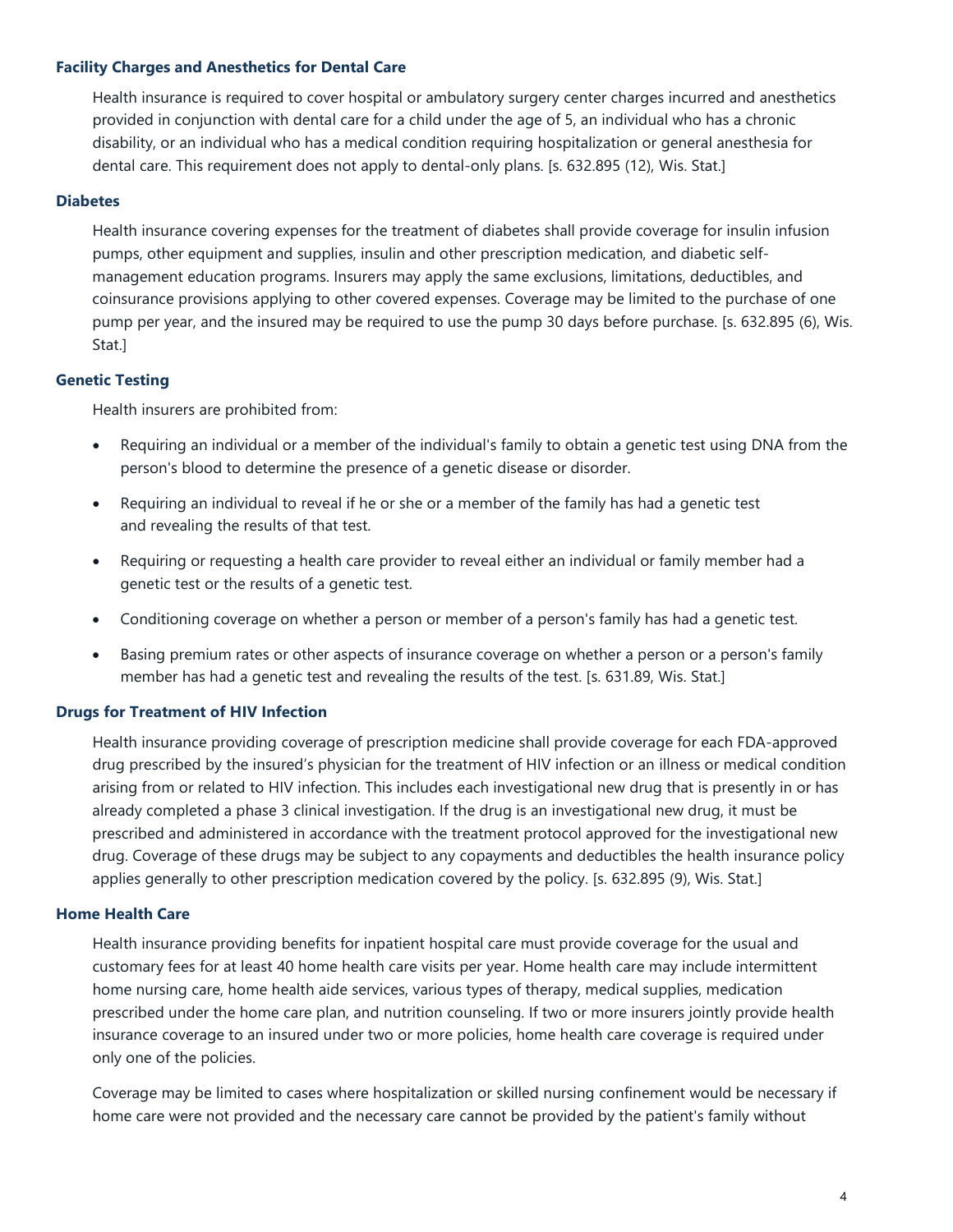### Facility Charges and Anesthetics for Dental Care

Health insurance is required to cover hospital or ambulatory surgery center charges incurred and anesthetics provided in conjunction with dental care for a child under the age of 5, an individual who has a chronic disability, or an individual who has a medical condition requiring hospitalization or general anesthesia for dental care. This requirement does not apply to dental-only plans. [s. 632.895 (12), Wis. Stat.]

### Diabetes

Health insurance covering expenses for the treatment of diabetes shall provide coverage for insulin infusion pumps, other equipment and supplies, insulin and other prescription medication, and diabetic self-management education programs. Insurers may apply the same exclusions, limitations, deductibles, and coinsurance provisions applying to other covered expenses. Coverage may be limited to the purchase of one pump per year, and the insured may be required to use the pump 30 days before purchase. [s. 632.895 (6), Wis. Stat.]

### Genetic Testing

Health insurers are prohibited from:

- Requiring an individual or a member of the individual's family to obtain a genetic test using DNA from the person's blood to determine the presence of a genetic disease or disorder.
- Requiring an individual to reveal if he or she or a member of the family has had a genetic test and revealing the results of that test.
- Requiring or requesting a health care provider to reveal either an individual or family member had a genetic test or the results of a genetic test.
- Conditioning coverage on whether a person or member of a person's family has had a genetic test.
- Basing premium rates or other aspects of insurance coverage on whether a person or a person's family member has had a genetic test and revealing the results of the test. [s. 631.89, Wis. Stat.]

### Drugs for Treatment of HIV Infection

Health insurance providing coverage of prescription medicine shall provide coverage for each FDA-approved drug prescribed by the insured's physician for the treatment of HIV infection or an illness or medical condition arising from or related to HIV infection. This includes each investigational new drug that is presently in or has already completed a phase 3 clinical investigation. If the drug is an investigational new drug, it must be prescribed and administered in accordance with the treatment protocol approved for the investigational new drug. Coverage of these drugs may be subject to any copayments and deductibles the health insurance policy applies generally to other prescription medication covered by the policy. [s. 632.895 (9), Wis. Stat.]

### Home Health Care

Health insurance providing benefits for inpatient hospital care must provide coverage for the usual and customary fees for at least 40 home health care visits per year. Home health care may include intermittent home nursing care, home health aide services, various types of therapy, medical supplies, medication prescribed under the home care plan, and nutrition counseling. If two or more insurers jointly provide health insurance coverage to an insured under two or more policies, home health care coverage is required under only one of the policies.

Coverage may be limited to cases where hospitalization or skilled nursing confinement would be necessary if home care were not provided and the necessary care cannot be provided by the patient's family without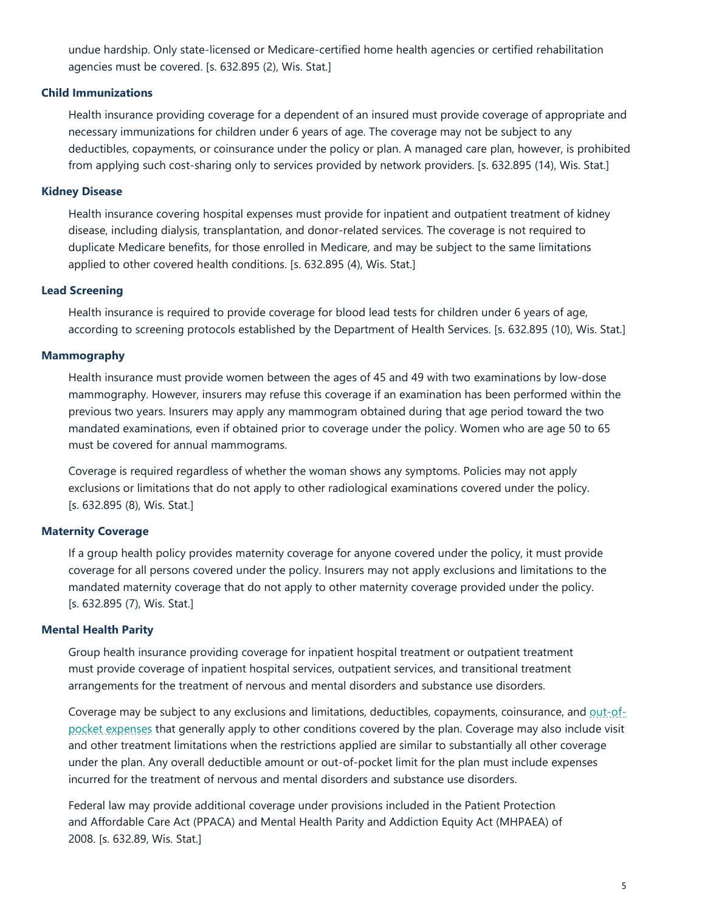undue hardship. Only state-licensed or Medicare-certified home health agencies or certified rehabilitation agencies must be covered. [s. 632.895 (2), Wis. Stat.]

### Child Immunizations

Health insurance providing coverage for a dependent of an insured must provide coverage of appropriate and necessary immunizations for children under 6 years of age. The coverage may not be subject to any deductibles, copayments, or coinsurance under the policy or plan. A managed care plan, however, is prohibited from applying such cost-sharing only to services provided by network providers. [s. 632.895 (14), Wis. Stat.]

### Kidney Disease

Health insurance covering hospital expenses must provide for inpatient and outpatient treatment of kidney disease, including dialysis, transplantation, and donor-related services. The coverage is not required to duplicate Medicare benefits, for those enrolled in Medicare, and may be subject to the same limitations applied to other covered health conditions. [s. 632.895 (4), Wis. Stat.]

### Lead Screening

Health insurance is required to provide coverage for blood lead tests for children under 6 years of age, according to screening protocols established by the Department of Health Services. [s. 632.895 (10), Wis. Stat.]

### Mammography

Health insurance must provide women between the ages of 45 and 49 with two examinations by low-dose mammography. However, insurers may refuse this coverage if an examination has been performed within the previous two years. Insurers may apply any mammogram obtained during that age period toward the two mandated examinations, even if obtained prior to coverage under the policy. Women who are age 50 to 65 must be covered for annual mammograms.

Coverage is required regardless of whether the woman shows any symptoms. Policies may not apply exclusions or limitations that do not apply to other radiological examinations covered under the policy. [s. 632.895 (8), Wis. Stat.]

### Maternity Coverage

If a group health policy provides maternity coverage for anyone covered under the policy, it must provide coverage for all persons covered under the policy. Insurers may not apply exclusions and limitations to the mandated maternity coverage that do not apply to other maternity coverage provided under the policy. [s. 632.895 (7), Wis. Stat.]

### Mental Health Parity

Group health insurance providing coverage for inpatient hospital treatment or outpatient treatment must provide coverage of inpatient hospital services, outpatient services, and transitional treatment arrangements for the treatment of nervous and mental disorders and substance use disorders.

Coverage may be subject to any exclusions and limitations, deductibles, copayments, coinsurance, and out-of-pocket expenses that generally apply to other conditions covered by the plan. Coverage may also include visit and other treatment limitations when the restrictions applied are similar to substantially all other coverage under the plan. Any overall deductible amount or out-of-pocket limit for the plan must include expenses incurred for the treatment of nervous and mental disorders and substance use disorders.

Federal law may provide additional coverage under provisions included in the Patient Protection and Affordable Care Act (PPACA) and Mental Health Parity and Addiction Equity Act (MHPAEA) of 2008. [s. 632.89, Wis. Stat.]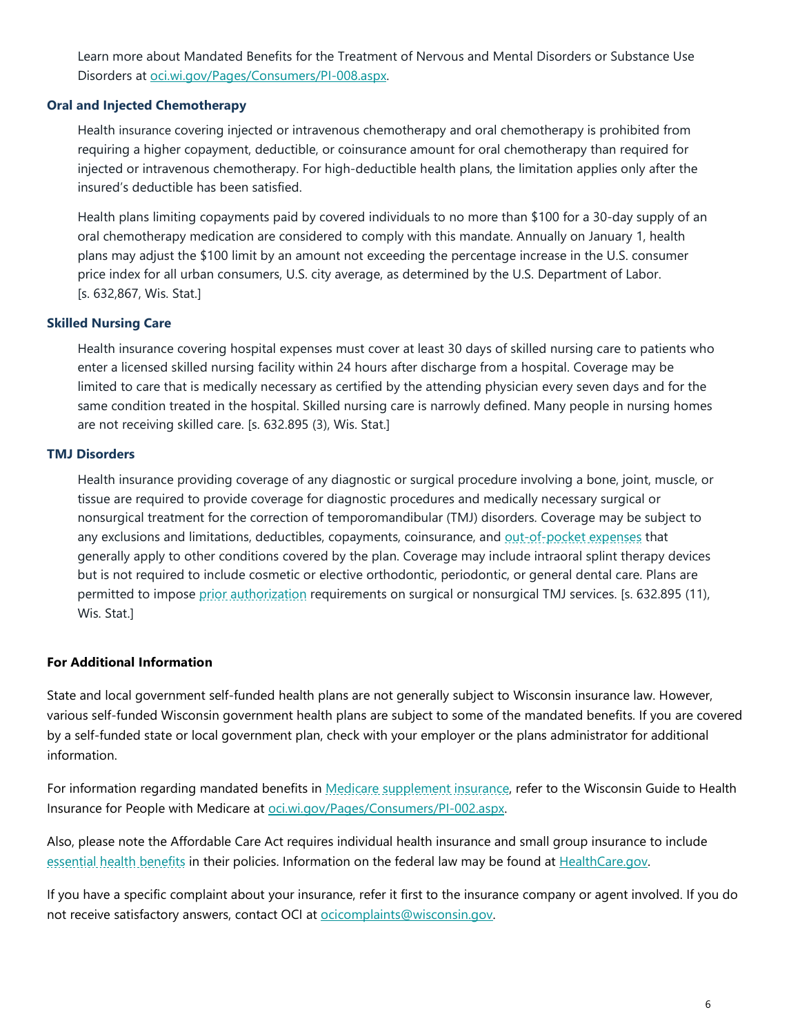Learn more about Mandated Benefits for the Treatment of Nervous and Mental Disorders or Substance Use Disorders at oci.wi.gov/Pages/Consumers/PI-008.aspx.

### Oral and Injected Chemotherapy

Health insurance covering injected or intravenous chemotherapy and oral chemotherapy is prohibited from requiring a higher copayment, deductible, or coinsurance amount for oral chemotherapy than required for injected or intravenous chemotherapy. For high-deductible health plans, the limitation applies only after the insured's deductible has been satisfied.

Health plans limiting copayments paid by covered individuals to no more than $100 for a 30-day supply of an oral chemotherapy medication are considered to comply with this mandate. Annually on January 1, health plans may adjust the $100 limit by an amount not exceeding the percentage increase in the U.S. consumer price index for all urban consumers, U.S. city average, as determined by the U.S. Department of Labor. [s. 632,867, Wis. Stat.]

### Skilled Nursing Care

Health insurance covering hospital expenses must cover at least 30 days of skilled nursing care to patients who enter a licensed skilled nursing facility within 24 hours after discharge from a hospital. Coverage may be limited to care that is medically necessary as certified by the attending physician every seven days and for the same condition treated in the hospital. Skilled nursing care is narrowly defined. Many people in nursing homes are not receiving skilled care. [s. 632.895 (3), Wis. Stat.]

### TMJ Disorders

Health insurance providing coverage of any diagnostic or surgical procedure involving a bone, joint, muscle, or tissue are required to provide coverage for diagnostic procedures and medically necessary surgical or nonsurgical treatment for the correction of temporomandibular (TMJ) disorders. Coverage may be subject to any exclusions and limitations, deductibles, copayments, coinsurance, and out-of-pocket expenses that generally apply to other conditions covered by the plan. Coverage may include intraoral splint therapy devices but is not required to include cosmetic or elective orthodontic, periodontic, or general dental care. Plans are permitted to impose prior authorization requirements on surgical or nonsurgical TMJ services. [s. 632.895 (11), Wis. Stat.]

## For Additional Information

State and local government self-funded health plans are not generally subject to Wisconsin insurance law. However, various self-funded Wisconsin government health plans are subject to some of the mandated benefits. If you are covered by a self-funded state or local government plan, check with your employer or the plans administrator for additional information.

For information regarding mandated benefits in Medicare supplement insurance, refer to the Wisconsin Guide to Health Insurance for People with Medicare at oci.wi.gov/Pages/Consumers/PI-002.aspx.

Also, please note the Affordable Care Act requires individual health insurance and small group insurance to include essential health benefits in their policies. Information on the federal law may be found at HealthCare.gov.

If you have a specific complaint about your insurance, refer it first to the insurance company or agent involved. If you do not receive satisfactory answers, contact OCI at ocicomplaints@wisconsin.gov.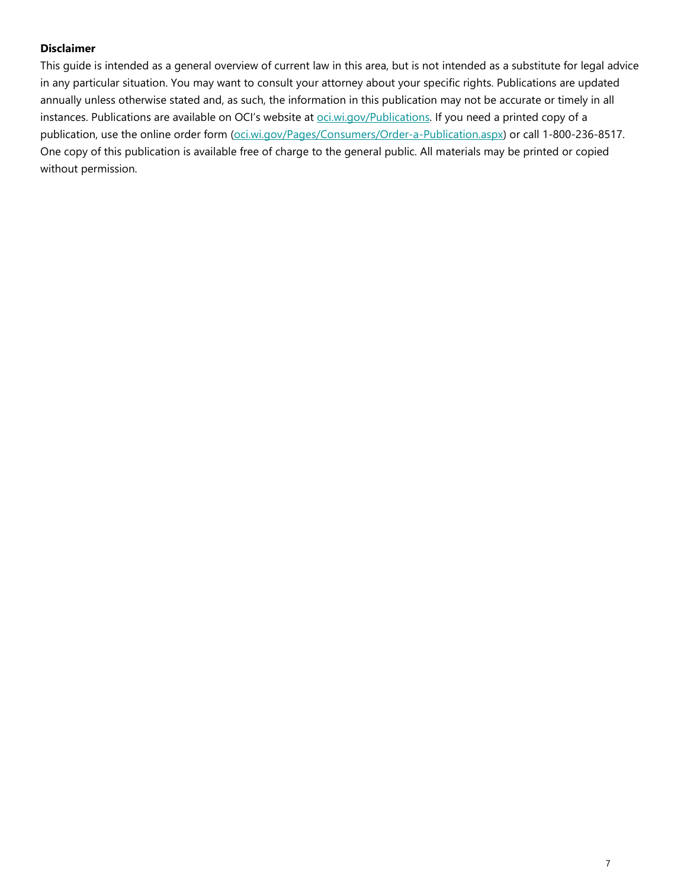**Disclaimer**

This guide is intended as a general overview of current law in this area, but is not intended as a substitute for legal advice in any particular situation. You may want to consult your attorney about your specific rights. Publications are updated annually unless otherwise stated and, as such, the information in this publication may not be accurate or timely in all instances. Publications are available on OCI's website at oci.wi.gov/Publications. If you need a printed copy of a publication, use the online order form (oci.wi.gov/Pages/Consumers/Order-a-Publication.aspx) or call 1-800-236-8517. One copy of this publication is available free of charge to the general public. All materials may be printed or copied without permission.